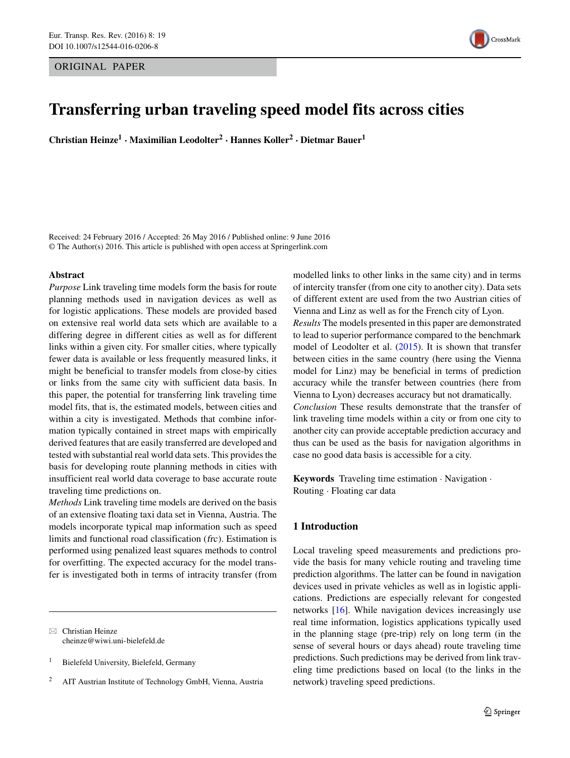ORIGINAL PAPER

# Transferring urban traveling speed model fits across cities

**Christian Heinze[1] · Maximilian Leodolter[2] · Hannes Koller[2] · Dietmar Bauer[1]**

Received: 24 February 2016 / Accepted: 26 May 2016 / Published online: 9 June 2016
© The Author(s) 2016. This article is published with open access at Springerlink.com

## Abstract

*Purpose* Link traveling time models form the basis for route planning methods used in navigation devices as well as for logistic applications. These models are provided based on extensive real world data sets which are available to a differing degree in different cities as well as for different links within a given city. For smaller cities, where typically fewer data is available or less frequently measured links, it might be beneficial to transfer models from close-by cities or links from the same city with sufficient data basis. In this paper, the potential for transferring link traveling time model fits, that is, the estimated models, between cities and within a city is investigated. Methods that combine information typically contained in street maps with empirically derived features that are easily transferred are developed and tested with substantial real world data sets. This provides the basis for developing route planning methods in cities with insufficient real world data coverage to base accurate route traveling time predictions on.

*Methods* Link traveling time models are derived on the basis of an extensive floating taxi data set in Vienna, Austria. The models incorporate typical map information such as speed limits and functional road classification (*frc*). Estimation is performed using penalized least squares methods to control for overfitting. The expected accuracy for the model transfer is investigated both in terms of intracity transfer (from modelled links to other links in the same city) and in terms of intercity transfer (from one city to another city). Data sets of different extent are used from the two Austrian cities of Vienna and Linz as well as for the French city of Lyon.

*Results* The models presented in this paper are demonstrated to lead to superior performance compared to the benchmark model of Leodolter et al. (2015). It is shown that transfer between cities in the same country (here using the Vienna model for Linz) may be beneficial in terms of prediction accuracy while the transfer between countries (here from Vienna to Lyon) decreases accuracy but not dramatically.

*Conclusion* These results demonstrate that the transfer of link traveling time models within a city or from one city to another city can provide acceptable prediction accuracy and thus can be used as the basis for navigation algorithms in case no good data basis is accessible for a city.

**Keywords** Traveling time estimation · Navigation · Routing · Floating car data

✉ Christian Heinze
cheinze@wiwi.uni-bielefeld.de

[1] Bielefeld University, Bielefeld, Germany

[2] AIT Austrian Institute of Technology GmbH, Vienna, Austria

## 1 Introduction

Local traveling speed measurements and predictions provide the basis for many vehicle routing and traveling time prediction algorithms. The latter can be found in navigation devices used in private vehicles as well as in logistic applications. Predictions are especially relevant for congested networks [16]. While navigation devices increasingly use real time information, logistics applications typically used in the planning stage (pre-trip) rely on long term (in the sense of several hours or days ahead) route traveling time predictions. Such predictions may be derived from link traveling time predictions based on local (to the links in the network) traveling speed predictions.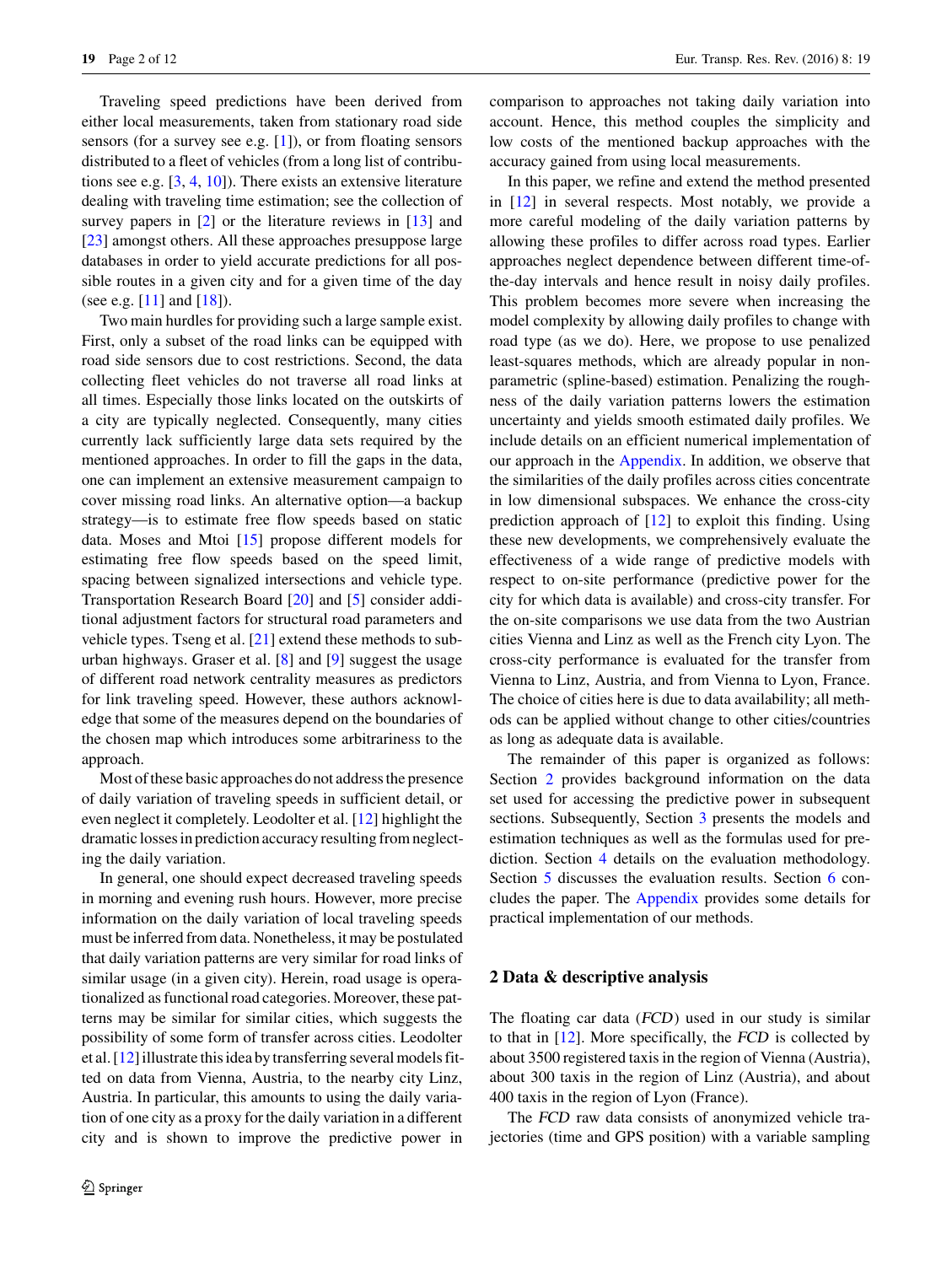Traveling speed predictions have been derived from either local measurements, taken from stationary road side sensors (for a survey see e.g. [1]), or from floating sensors distributed to a fleet of vehicles (from a long list of contributions see e.g. [3, 4, 10]). There exists an extensive literature dealing with traveling time estimation; see the collection of survey papers in [2] or the literature reviews in [13] and [23] amongst others. All these approaches presuppose large databases in order to yield accurate predictions for all possible routes in a given city and for a given time of the day (see e.g. [11] and [18]).

Two main hurdles for providing such a large sample exist. First, only a subset of the road links can be equipped with road side sensors due to cost restrictions. Second, the data collecting fleet vehicles do not traverse all road links at all times. Especially those links located on the outskirts of a city are typically neglected. Consequently, many cities currently lack sufficiently large data sets required by the mentioned approaches. In order to fill the gaps in the data, one can implement an extensive measurement campaign to cover missing road links. An alternative option—a backup strategy—is to estimate free flow speeds based on static data. Moses and Mtoi [15] propose different models for estimating free flow speeds based on the speed limit, spacing between signalized intersections and vehicle type. Transportation Research Board [20] and [5] consider additional adjustment factors for structural road parameters and vehicle types. Tseng et al. [21] extend these methods to suburban highways. Graser et al. [8] and [9] suggest the usage of different road network centrality measures as predictors for link traveling speed. However, these authors acknowledge that some of the measures depend on the boundaries of the chosen map which introduces some arbitrariness to the approach.

Most of these basic approaches do not address the presence of daily variation of traveling speeds in sufficient detail, or even neglect it completely. Leodolter et al. [12] highlight the dramatic losses in prediction accuracy resulting from neglecting the daily variation.

In general, one should expect decreased traveling speeds in morning and evening rush hours. However, more precise information on the daily variation of local traveling speeds must be inferred from data. Nonetheless, it may be postulated that daily variation patterns are very similar for road links of similar usage (in a given city). Herein, road usage is operationalized as functional road categories. Moreover, these patterns may be similar for similar cities, which suggests the possibility of some form of transfer across cities. Leodolter et al. [12] illustrate this idea by transferring several models fitted on data from Vienna, Austria, to the nearby city Linz, Austria. In particular, this amounts to using the daily variation of one city as a proxy for the daily variation in a different city and is shown to improve the predictive power in comparison to approaches not taking daily variation into account. Hence, this method couples the simplicity and low costs of the mentioned backup approaches with the accuracy gained from using local measurements.

In this paper, we refine and extend the method presented in [12] in several respects. Most notably, we provide a more careful modeling of the daily variation patterns by allowing these profiles to differ across road types. Earlier approaches neglect dependence between different time-of-the-day intervals and hence result in noisy daily profiles. This problem becomes more severe when increasing the model complexity by allowing daily profiles to change with road type (as we do). Here, we propose to use penalized least-squares methods, which are already popular in non-parametric (spline-based) estimation. Penalizing the roughness of the daily variation patterns lowers the estimation uncertainty and yields smooth estimated daily profiles. We include details on an efficient numerical implementation of our approach in the Appendix. In addition, we observe that the similarities of the daily profiles across cities concentrate in low dimensional subspaces. We enhance the cross-city prediction approach of [12] to exploit this finding. Using these new developments, we comprehensively evaluate the effectiveness of a wide range of predictive models with respect to on-site performance (predictive power for the city for which data is available) and cross-city transfer. For the on-site comparisons we use data from the two Austrian cities Vienna and Linz as well as the French city Lyon. The cross-city performance is evaluated for the transfer from Vienna to Linz, Austria, and from Vienna to Lyon, France. The choice of cities here is due to data availability; all methods can be applied without change to other cities/countries as long as adequate data is available.

The remainder of this paper is organized as follows: Section 2 provides background information on the data set used for accessing the predictive power in subsequent sections. Subsequently, Section 3 presents the models and estimation techniques as well as the formulas used for prediction. Section 4 details on the evaluation methodology. Section 5 discusses the evaluation results. Section 6 concludes the paper. The Appendix provides some details for practical implementation of our methods.

## 2 Data & descriptive analysis

The floating car data (*FCD*) used in our study is similar to that in [12]. More specifically, the *FCD* is collected by about 3500 registered taxis in the region of Vienna (Austria), about 300 taxis in the region of Linz (Austria), and about 400 taxis in the region of Lyon (France).

The *FCD* raw data consists of anonymized vehicle trajectories (time and GPS position) with a variable sampling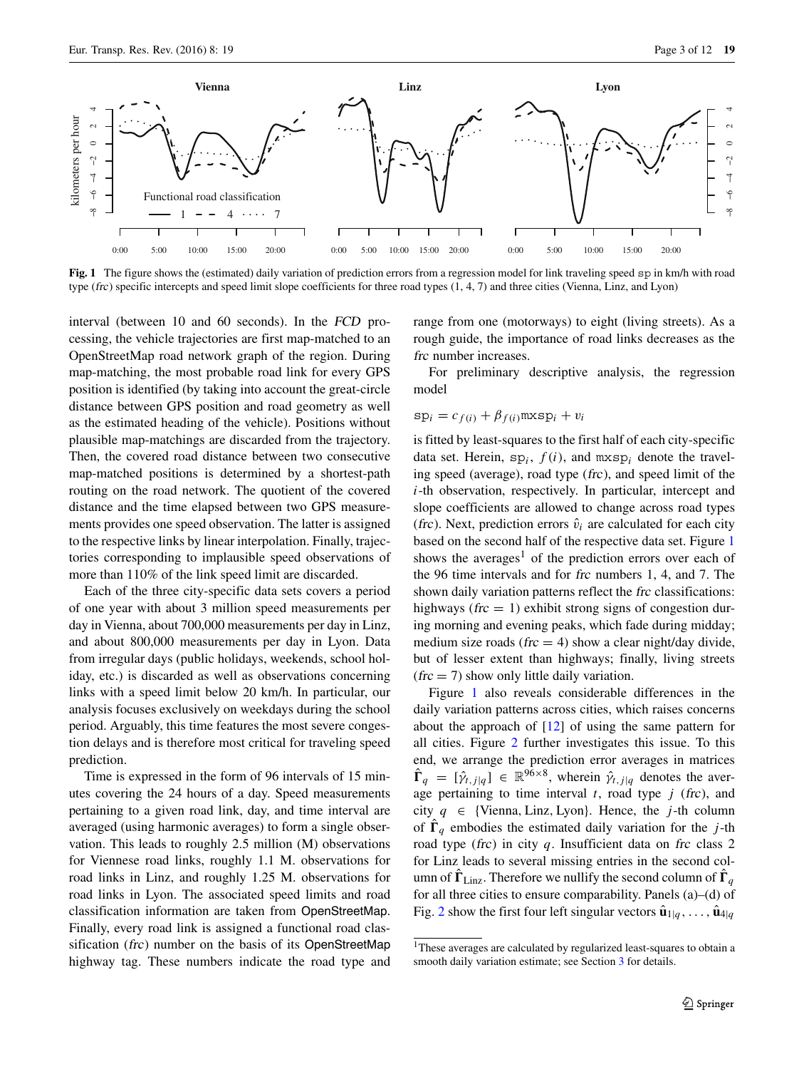**Fig. 1** The figure shows the (estimated) daily variation of prediction errors from a regression model for link traveling speed $\mathtt{sp}$ in km/h with road type (*frc*) specific intercepts and speed limit slope coefficients for three road types (1, 4, 7) and three cities (Vienna, Linz, and Lyon)

interval (between 10 and 60 seconds). In the *FCD* processing, the vehicle trajectories are first map-matched to an OpenStreetMap road network graph of the region. During map-matching, the most probable road link for every GPS position is identified (by taking into account the great-circle distance between GPS position and road geometry as well as the estimated heading of the vehicle). Positions without plausible map-matchings are discarded from the trajectory. Then, the covered road distance between two consecutive map-matched positions is determined by a shortest-path routing on the road network. The quotient of the covered distance and the time elapsed between two GPS measurements provides one speed observation. The latter is assigned to the respective links by linear interpolation. Finally, trajectories corresponding to implausible speed observations of more than 110% of the link speed limit are discarded.

Each of the three city-specific data sets covers a period of one year with about 3 million speed measurements per day in Vienna, about 700,000 measurements per day in Linz, and about 800,000 measurements per day in Lyon. Data from irregular days (public holidays, weekends, school holiday, etc.) is discarded as well as observations concerning links with a speed limit below 20 km/h. In particular, our analysis focuses exclusively on weekdays during the school period. Arguably, this time features the most severe congestion delays and is therefore most critical for traveling speed prediction.

Time is expressed in the form of 96 intervals of 15 minutes covering the 24 hours of a day. Speed measurements pertaining to a given road link, day, and time interval are averaged (using harmonic averages) to form a single observation. This leads to roughly 2.5 million (M) observations for Viennese road links, roughly 1.1 M. observations for road links in Linz, and roughly 1.25 M. observations for road links in Lyon. The associated speed limits and road classification information are taken from OpenStreetMap. Finally, every road link is assigned a functional road classification (*frc*) number on the basis of its OpenStreetMap highway tag. These numbers indicate the road type and range from one (motorways) to eight (living streets). As a rough guide, the importance of road links decreases as the *frc* number increases.

For preliminary descriptive analysis, the regression model

$$\mathtt{sp}_i = c_{f(i)} + \beta_{f(i)}\mathtt{mxsp}_i + v_i$$

is fitted by least-squares to the first half of each city-specific data set. Herein, $\mathtt{sp}_i$, $f(i)$, and $\mathtt{mxsp}_i$ denote the traveling speed (average), road type (*frc*), and speed limit of the $i$-th observation, respectively. In particular, intercept and slope coefficients are allowed to change across road types (*frc*). Next, prediction errors $\hat{v}_i$ are calculated for each city based on the second half of the respective data set. Figure 1 shows the averages[1] of the prediction errors over each of the 96 time intervals and for *frc* numbers 1, 4, and 7. The shown daily variation patterns reflect the *frc* classifications: highways (*frc* $= 1$) exhibit strong signs of congestion during morning and evening peaks, which fade during midday; medium size roads (*frc* $= 4$) show a clear night/day divide, but of lesser extent than highways; finally, living streets (*frc* $= 7$) show only little daily variation.

Figure 1 also reveals considerable differences in the daily variation patterns across cities, which raises concerns about the approach of [12] of using the same pattern for all cities. Figure 2 further investigates this issue. To this end, we arrange the prediction error averages in matrices $\hat{\boldsymbol{\Gamma}}_q = [\hat{\gamma}_{t,j|q}] \in \mathbb{R}^{96\times 8}$, wherein $\hat{\gamma}_{t,j|q}$ denotes the average pertaining to time interval $t$, road type $j$ (*frc*), and city $q \in \{\text{Vienna, Linz, Lyon}\}$. Hence, the $j$-th column of $\hat{\boldsymbol{\Gamma}}_q$ embodies the estimated daily variation for the $j$-th road type (*frc*) in city $q$. Insufficient data on *frc* class 2 for Linz leads to several missing entries in the second column of $\hat{\boldsymbol{\Gamma}}_{\text{Linz}}$. Therefore we nullify the second column of $\hat{\boldsymbol{\Gamma}}_q$ for all three cities to ensure comparability. Panels (a)–(d) of Fig. 2 show the first four left singular vectors $\hat{\mathbf{u}}_{1|q}, \ldots, \hat{\mathbf{u}}_{4|q}$

[1] These averages are calculated by regularized least-squares to obtain a smooth daily variation estimate; see Section 3 for details.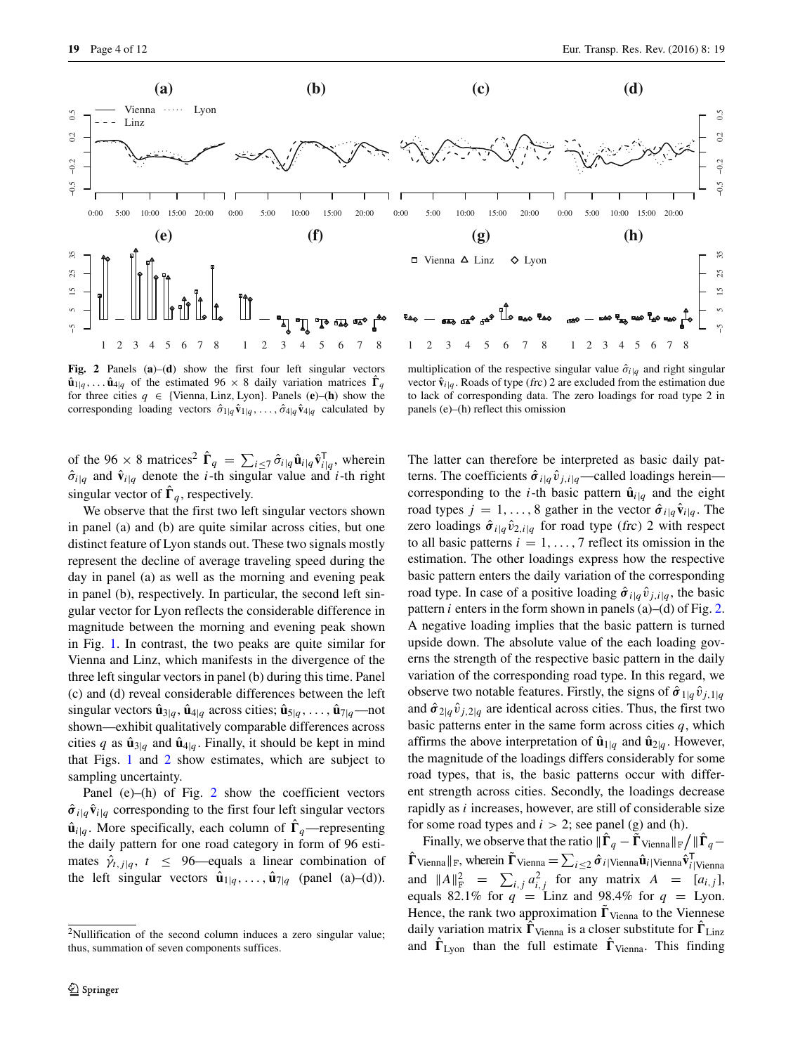**Fig. 2** Panels (**a**)–(**d**) show the first four left singular vectors $\hat{\mathbf{u}}_{1|q}, \ldots \hat{\mathbf{u}}_{4|q}$ of the estimated 96 × 8 daily variation matrices $\hat{\mathbf{\Gamma}}_q$ for three cities $q \in$ {Vienna, Linz, Lyon}. Panels (**e**)–(**h**) show the corresponding loading vectors $\hat{\sigma}_{1|q}\hat{\mathbf{v}}_{1|q}, \ldots, \hat{\sigma}_{4|q}\hat{\mathbf{v}}_{4|q}$ calculated by multiplication of the respective singular value $\hat{\sigma}_{i|q}$ and right singular vector $\hat{\mathbf{v}}_{i|q}$. Roads of type (*frc*) 2 are excluded from the estimation due to lack of corresponding data. The zero loadings for road type 2 in panels (e)–(h) reflect this omission

of the 96 × 8 matrices[2] $\hat{\mathbf{\Gamma}}_q = \sum_{i \leq 7} \hat{\sigma}_{i|q}\hat{\mathbf{u}}_{i|q}\hat{\mathbf{v}}_{i|q}^{\mathsf{T}}$, wherein $\hat{\sigma}_{i|q}$ and $\hat{\mathbf{v}}_{i|q}$ denote the $i$-th singular value and $i$-th right singular vector of $\hat{\mathbf{\Gamma}}_q$, respectively.

We observe that the first two left singular vectors shown in panel (a) and (b) are quite similar across cities, but one distinct feature of Lyon stands out. These two signals mostly represent the decline of average traveling speed during the day in panel (a) as well as the morning and evening peak in panel (b), respectively. In particular, the second left singular vector for Lyon reflects the considerable difference in magnitude between the morning and evening peak shown in Fig. 1. In contrast, the two peaks are quite similar for Vienna and Linz, which manifests in the divergence of the three left singular vectors in panel (b) during this time. Panel (c) and (d) reveal considerable differences between the left singular vectors $\hat{\mathbf{u}}_{3|q}, \hat{\mathbf{u}}_{4|q}$ across cities; $\hat{\mathbf{u}}_{5|q}, \ldots, \hat{\mathbf{u}}_{7|q}$—not shown—exhibit qualitatively comparable differences across cities $q$ as $\hat{\mathbf{u}}_{3|q}$ and $\hat{\mathbf{u}}_{4|q}$. Finally, it should be kept in mind that Figs. 1 and 2 show estimates, which are subject to sampling uncertainty.

Panel (e)–(h) of Fig. 2 show the coefficient vectors $\hat{\boldsymbol{\sigma}}_{i|q}\hat{\mathbf{v}}_{i|q}$ corresponding to the first four left singular vectors $\hat{\mathbf{u}}_{i|q}$. More specifically, each column of $\hat{\mathbf{\Gamma}}_q$—representing the daily pattern for one road category in form of 96 estimates $\hat{\gamma}_{t,j|q}$, $t \leq 96$—equals a linear combination of the left singular vectors $\hat{\mathbf{u}}_{1|q}, \ldots, \hat{\mathbf{u}}_{7|q}$ (panel (a)–(d)). The latter can therefore be interpreted as basic daily patterns. The coefficients $\hat{\boldsymbol{\sigma}}_{i|q}\hat{v}_{j,i|q}$—called loadings herein—corresponding to the $i$-th basic pattern $\hat{\mathbf{u}}_{i|q}$ and the eight road types $j = 1, \ldots, 8$ gather in the vector $\hat{\boldsymbol{\sigma}}_{i|q}\hat{\mathbf{v}}_{i|q}$. The zero loadings $\hat{\boldsymbol{\sigma}}_{i|q}\hat{v}_{2,i|q}$ for road type (*frc*) 2 with respect to all basic patterns $i = 1, \ldots, 7$ reflect its omission in the estimation. The other loadings express how the respective basic pattern enters the daily variation of the corresponding road type. In case of a positive loading $\hat{\boldsymbol{\sigma}}_{i|q}\hat{v}_{j,i|q}$, the basic pattern $i$ enters in the form shown in panels (a)–(d) of Fig. 2. A negative loading implies that the basic pattern is turned upside down. The absolute value of the each loading governs the strength of the respective basic pattern in the daily variation of the corresponding road type. In this regard, we observe two notable features. Firstly, the signs of $\hat{\boldsymbol{\sigma}}_{1|q}\hat{v}_{j,1|q}$ and $\hat{\boldsymbol{\sigma}}_{2|q}\hat{v}_{j,2|q}$ are identical across cities. Thus, the first two basic patterns enter in the same form across cities $q$, which affirms the above interpretation of $\hat{\mathbf{u}}_{1|q}$ and $\hat{\mathbf{u}}_{2|q}$. However, the magnitude of the loadings differs considerably for some road types, that is, the basic patterns occur with different strength across cities. Secondly, the loadings decrease rapidly as $i$ increases, however, are still of considerable size for some road types and $i > 2$; see panel (g) and (h).

Finally, we observe that the ratio $\|\hat{\mathbf{\Gamma}}_q - \tilde{\mathbf{\Gamma}}_{\text{Vienna}}\|_{\text{F}} / \|\hat{\mathbf{\Gamma}}_q - \hat{\mathbf{\Gamma}}_{\text{Vienna}}\|_{\text{F}}$, wherein $\tilde{\mathbf{\Gamma}}_{\text{Vienna}} = \sum_{i \leq 2} \hat{\boldsymbol{\sigma}}_{i|\text{Vienna}}\hat{\mathbf{u}}_{i|\text{Vienna}}\hat{\mathbf{v}}_{i|\text{Vienna}}^{\mathsf{T}}$ and $\|A\|_{\text{F}}^2 = \sum_{i,j} a_{i,j}^2$ for any matrix $A = [a_{i,j}]$, equals 82.1% for $q$ = Linz and 98.4% for $q$ = Lyon. Hence, the rank two approximation $\tilde{\mathbf{\Gamma}}_{\text{Vienna}}$ to the Viennese daily variation matrix $\hat{\mathbf{\Gamma}}_{\text{Vienna}}$ is a closer substitute for $\hat{\mathbf{\Gamma}}_{\text{Linz}}$ and $\hat{\mathbf{\Gamma}}_{\text{Lyon}}$ than the full estimate $\hat{\mathbf{\Gamma}}_{\text{Vienna}}$. This finding

[2] Nullification of the second column induces a zero singular value; thus, summation of seven components suffices.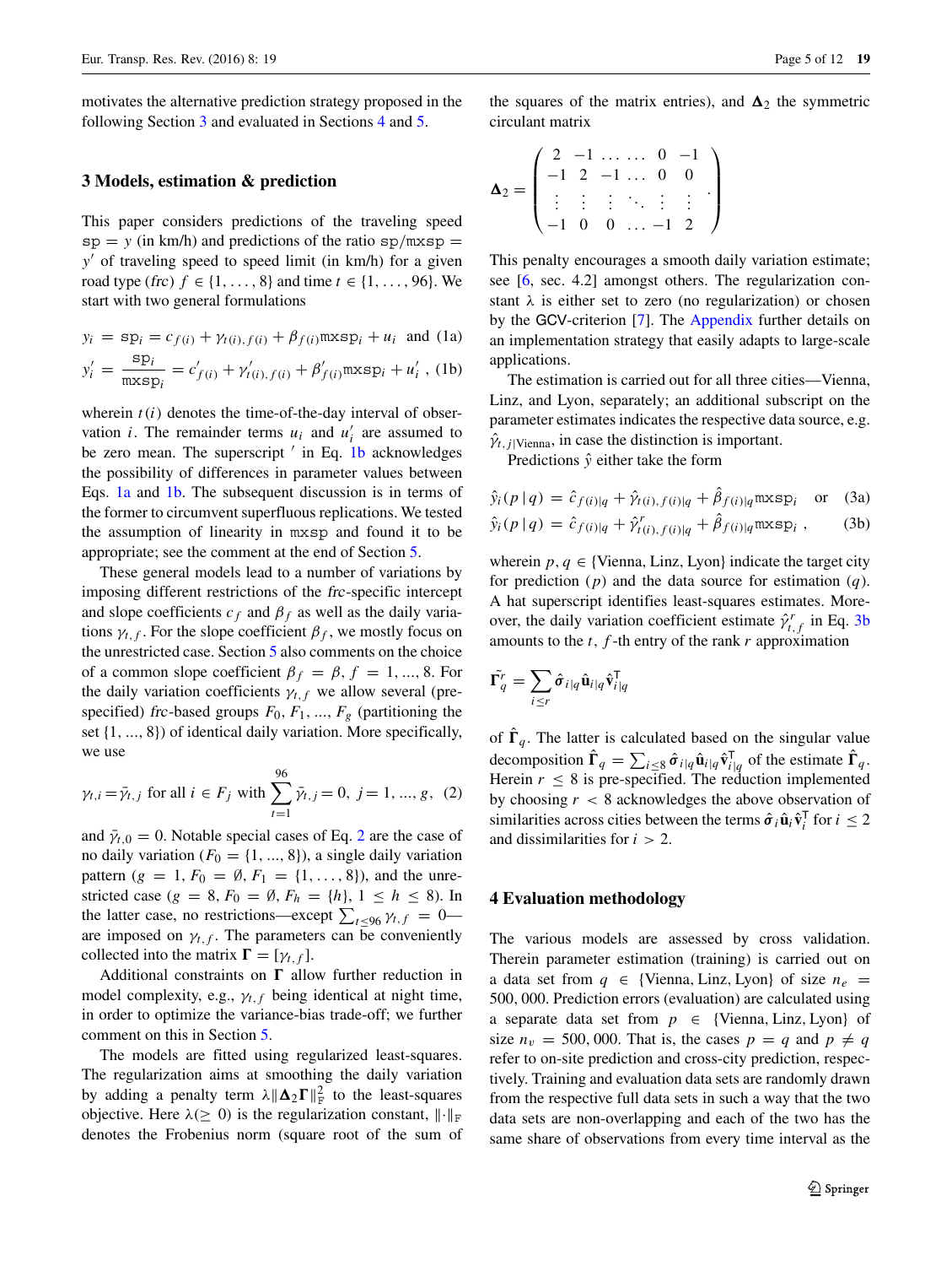motivates the alternative prediction strategy proposed in the following Section 3 and evaluated in Sections 4 and 5.

## 3 Models, estimation & prediction

This paper considers predictions of the traveling speed $\mathtt{sp} = y$ (in km/h) and predictions of the ratio $\mathtt{sp}/\mathtt{mxsp} = y'$ of traveling speed to speed limit (in km/h) for a given road type (*frc*) $f \in \{1, \ldots, 8\}$ and time $t \in \{1, \ldots, 96\}$. We start with two general formulations

$$y_i = \mathtt{sp}_i = c_{f(i)} + \gamma_{t(i), f(i)} + \beta_{f(i)} \mathtt{mxsp}_i + u_i \quad \text{and} \quad (1a)$$

$$y'_i = \frac{\mathtt{sp}_i}{\mathtt{mxsp}_i} = c'_{f(i)} + \gamma'_{t(i), f(i)} + \beta'_{f(i)} \mathtt{mxsp}_i + u'_i \ , \quad (1b)$$

wherein $t(i)$ denotes the time-of-the-day interval of observation $i$. The remainder terms $u_i$ and $u'_i$ are assumed to be zero mean. The superscript $'$ in Eq. 1b acknowledges the possibility of differences in parameter values between Eqs. 1a and 1b. The subsequent discussion is in terms of the former to circumvent superfluous replications. We tested the assumption of linearity in $\mathtt{mxsp}$ and found it to be appropriate; see the comment at the end of Section 5.

These general models lead to a number of variations by imposing different restrictions of the *frc*-specific intercept and slope coefficients $c_f$ and $\beta_f$ as well as the daily variations $\gamma_{t,f}$. For the slope coefficient $\beta_f$, we mostly focus on the unrestricted case. Section 5 also comments on the choice of a common slope coefficient $\beta_f = \beta$, $f = 1, \ldots, 8$. For the daily variation coefficients $\gamma_{t,f}$ we allow several (pre-specified) *frc*-based groups $F_0, F_1, \ldots, F_g$ (partitioning the set $\{1, \ldots, 8\}$) of identical daily variation. More specifically, we use

$$\gamma_{t,i} = \bar{\gamma}_{t,j} \text{ for all } i \in F_j \text{ with } \sum_{t=1}^{96} \bar{\gamma}_{t,j} = 0, \ j = 1, \ldots, g, \quad (2)$$

and $\bar{\gamma}_{t,0} = 0$. Notable special cases of Eq. 2 are the case of no daily variation ($F_0 = \{1, \ldots, 8\}$), a single daily variation pattern ($g = 1$, $F_0 = \emptyset$, $F_1 = \{1, \ldots, 8\}$), and the unrestricted case ($g = 8$, $F_0 = \emptyset$, $F_h = \{h\}$, $1 \le h \le 8$). In the latter case, no restrictions—except $\sum_{t \le 96} \gamma_{t,f} = 0$—are imposed on $\gamma_{t,f}$. The parameters can be conveniently collected into the matrix $\boldsymbol{\Gamma} = [\gamma_{t,f}]$.

Additional constraints on $\boldsymbol{\Gamma}$ allow further reduction in model complexity, e.g., $\gamma_{t,f}$ being identical at night time, in order to optimize the variance-bias trade-off; we further comment on this in Section 5.

The models are fitted using regularized least-squares. The regularization aims at smoothing the daily variation by adding a penalty term $\lambda \|\boldsymbol{\Delta}_2 \boldsymbol{\Gamma}\|_{\mathrm{F}}^2$ to the least-squares objective. Here $\lambda (\ge 0)$ is the regularization constant, $\|\cdot\|_{\mathrm{F}}$ denotes the Frobenius norm (square root of the sum of the squares of the matrix entries), and $\boldsymbol{\Delta}_2$ the symmetric circulant matrix

$$\boldsymbol{\Delta}_2 = \begin{pmatrix} 2 & -1 & \ldots & \ldots & 0 & -1 \\ -1 & 2 & -1 & \ldots & 0 & 0 \\ \vdots & \vdots & \vdots & \ddots & \vdots & \vdots \\ -1 & 0 & 0 & \ldots & -1 & 2 \end{pmatrix} .$$

This penalty encourages a smooth daily variation estimate; see [6, sec. 4.2] amongst others. The regularization constant $\lambda$ is either set to zero (no regularization) or chosen by the GCV-criterion [7]. The Appendix further details on an implementation strategy that easily adapts to large-scale applications.

The estimation is carried out for all three cities—Vienna, Linz, and Lyon, separately; an additional subscript on the parameter estimates indicates the respective data source, e.g. $\hat{\gamma}_{t,j|\text{Vienna}}$, in case the distinction is important.

Predictions $\hat{y}$ either take the form

$$\hat{y}_i(p\,|\,q) = \hat{c}_{f(i)|q} + \hat{\gamma}_{t(i), f(i)|q} + \hat{\beta}_{f(i)|q} \mathtt{mxsp}_i \quad \text{or} \quad (3a)$$

$$\hat{y}_i(p\,|\,q) = \hat{c}_{f(i)|q} + \hat{\gamma}^r_{t(i), f(i)|q} + \hat{\beta}_{f(i)|q} \mathtt{mxsp}_i \ , \quad (3b)$$

wherein $p, q \in \{\text{Vienna, Linz, Lyon}\}$ indicate the target city for prediction ($p$) and the data source for estimation ($q$). A hat superscript identifies least-squares estimates. Moreover, the daily variation coefficient estimate $\hat{\gamma}^r_{t,f}$ in Eq. 3b amounts to the $t$, $f$-th entry of the rank $r$ approximation

$$\hat{\boldsymbol{\Gamma}}^r_q = \sum_{i \le r} \hat{\boldsymbol{\sigma}}_{i|q} \hat{\mathbf{u}}_{i|q} \hat{\mathbf{v}}_{i|q}^\top$$

of $\hat{\boldsymbol{\Gamma}}_q$. The latter is calculated based on the singular value decomposition $\hat{\boldsymbol{\Gamma}}_q = \sum_{i \le 8} \hat{\boldsymbol{\sigma}}_{i|q} \hat{\mathbf{u}}_{i|q} \hat{\mathbf{v}}_{i|q}^\top$ of the estimate $\hat{\boldsymbol{\Gamma}}_q$. Herein $r \le 8$ is pre-specified. The reduction implemented by choosing $r < 8$ acknowledges the above observation of similarities across cities between the terms $\hat{\boldsymbol{\sigma}}_i \hat{\mathbf{u}}_i \hat{\mathbf{v}}_i^\top$ for $i \le 2$ and dissimilarities for $i > 2$.

## 4 Evaluation methodology

The various models are assessed by cross validation. Therein parameter estimation (training) is carried out on a data set from $q \in \{\text{Vienna, Linz, Lyon}\}$ of size $n_e = 500,000$. Prediction errors (evaluation) are calculated using a separate data set from $p \in \{\text{Vienna, Linz, Lyon}\}$ of size $n_v = 500,000$. That is, the cases $p = q$ and $p \ne q$ refer to on-site prediction and cross-city prediction, respectively. Training and evaluation data sets are randomly drawn from the respective full data sets in such a way that the two data sets are non-overlapping and each of the two has the same share of observations from every time interval as the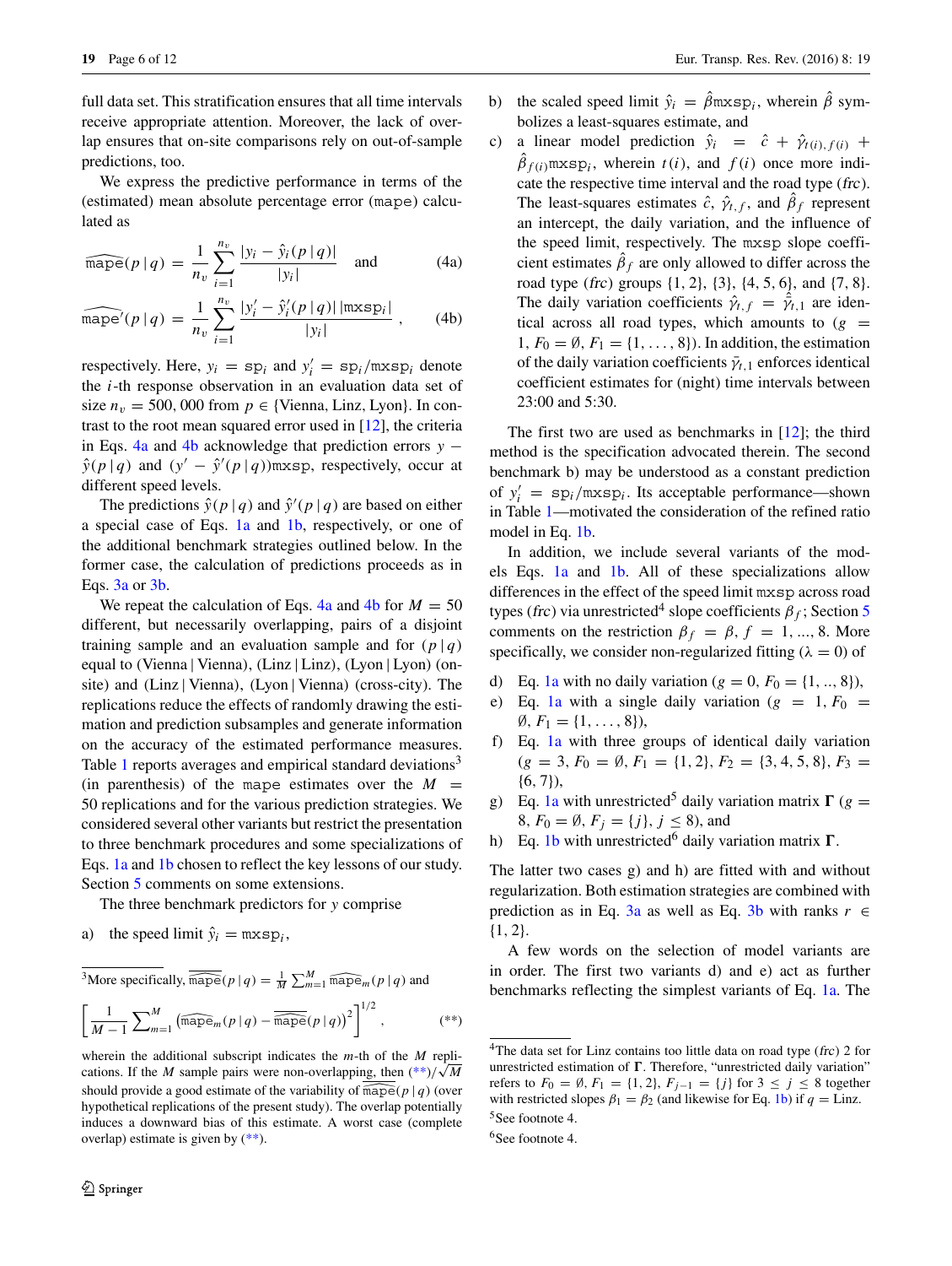full data set. This stratification ensures that all time intervals receive appropriate attention. Moreover, the lack of overlap ensures that on-site comparisons rely on out-of-sample predictions, too.

We express the predictive performance in terms of the (estimated) mean absolute percentage error (mape) calculated as

$$\widehat{\mathtt{mape}}(p\,|\,q) = \frac{1}{n_v}\sum_{i=1}^{n_v}\frac{|y_i - \hat{y}_i(p\,|\,q)|}{|y_i|} \quad \text{and} \tag{4a}$$

$$\widehat{\mathtt{mape}}'(p\,|\,q) = \frac{1}{n_v}\sum_{i=1}^{n_v}\frac{|y_i' - \hat{y}_i'(p\,|\,q)|\,|\mathtt{mxsp}_i|}{|y_i|}\,, \tag{4b}$$

respectively. Here, $y_i = \mathtt{sp}_i$ and $y_i' = \mathtt{sp}_i/\mathtt{mxsp}_i$ denote the $i$-th response observation in an evaluation data set of size $n_v = 500,000$ from $p \in$ {Vienna, Linz, Lyon}. In contrast to the root mean squared error used in [12], the criteria in Eqs. 4a and 4b acknowledge that prediction errors $y - \hat{y}(p\,|\,q)$ and $(y' - \hat{y}'(p\,|\,q))\mathtt{mxsp}$, respectively, occur at different speed levels.

The predictions $\hat{y}(p\,|\,q)$ and $\hat{y}'(p\,|\,q)$ are based on either a special case of Eqs. 1a and 1b, respectively, or one of the additional benchmark strategies outlined below. In the former case, the calculation of predictions proceeds as in Eqs. 3a or 3b.

We repeat the calculation of Eqs. 4a and 4b for $M = 50$ different, but necessarily overlapping, pairs of a disjoint training sample and an evaluation sample and for $(p\,|\,q)$ equal to (Vienna | Vienna), (Linz | Linz), (Lyon | Lyon) (on-site) and (Linz | Vienna), (Lyon | Vienna) (cross-city). The replications reduce the effects of randomly drawing the estimation and prediction subsamples and generate information on the accuracy of the estimated performance measures. Table 1 reports averages and empirical standard deviations[3] (in parenthesis) of the mape estimates over the $M = 50$ replications and for the various prediction strategies. We considered several other variants but restrict the presentation to three benchmark procedures and some specializations of Eqs. 1a and 1b chosen to reflect the key lessons of our study. Section 5 comments on some extensions.

The three benchmark predictors for $y$ comprise

a) the speed limit $\hat{y}_i = \mathtt{mxsp}_i$,

b) the scaled speed limit $\hat{y}_i = \hat{\beta}\mathtt{mxsp}_i$, wherein $\hat{\beta}$ symbolizes a least-squares estimate, and

c) a linear model prediction $\hat{y}_i = \hat{c} + \hat{\gamma}_{t(i),f(i)} + \hat{\beta}_{f(i)}\mathtt{mxsp}_i$, wherein $t(i)$, and $f(i)$ once more indicate the respective time interval and the road type (*frc*). The least-squares estimates $\hat{c}$, $\hat{\gamma}_{t,f}$, and $\hat{\beta}_f$ represent an intercept, the daily variation, and the influence of the speed limit, respectively. The mxsp slope coefficient estimates $\hat{\beta}_f$ are only allowed to differ across the road type (*frc*) groups {1, 2}, {3}, {4, 5, 6}, and {7, 8}. The daily variation coefficients $\hat{\gamma}_{t,f} = \hat{\bar{\gamma}}_{t,1}$ are identical across all road types, which amounts to ($g = 1$, $F_0 = \emptyset$, $F_1 = \{1, \ldots, 8\}$). In addition, the estimation of the daily variation coefficients $\bar{\gamma}_{t,1}$ enforces identical coefficient estimates for (night) time intervals between 23:00 and 5:30.

The first two are used as benchmarks in [12]; the third method is the specification advocated therein. The second benchmark b) may be understood as a constant prediction of $y_i' = \mathtt{sp}_i/\mathtt{mxsp}_i$. Its acceptable performance—shown in Table 1—motivated the consideration of the refined ratio model in Eq. 1b.

In addition, we include several variants of the models Eqs. 1a and 1b. All of these specializations allow differences in the effect of the speed limit mxsp across road types (*frc*) via unrestricted[4] slope coefficients $\beta_f$; Section 5 comments on the restriction $\beta_f = \beta$, $f = 1, ..., 8$. More specifically, we consider non-regularized fitting ($\lambda = 0$) of

d) Eq. 1a with no daily variation ($g = 0$, $F_0 = \{1, .., 8\}$),

e) Eq. 1a with a single daily variation ($g = 1$, $F_0 = \emptyset$, $F_1 = \{1, \ldots, 8\}$),

f) Eq. 1a with three groups of identical daily variation ($g = 3$, $F_0 = \emptyset$, $F_1 = \{1, 2\}$, $F_2 = \{3, 4, 5, 8\}$, $F_3 = \{6, 7\}$),

g) Eq. 1a with unrestricted[5] daily variation matrix $\boldsymbol{\Gamma}$ ($g = 8$, $F_0 = \emptyset$, $F_j = \{j\}$, $j \le 8$), and

h) Eq. 1b with unrestricted[6] daily variation matrix $\boldsymbol{\Gamma}$.

The latter two cases g) and h) are fitted with and without regularization. Both estimation strategies are combined with prediction as in Eq. 3a as well as Eq. 3b with ranks $r \in \{1, 2\}$.

A few words on the selection of model variants are in order. The first two variants d) and e) act as further benchmarks reflecting the simplest variants of Eq. 1a. The

---

[3] More specifically, $\overline{\widehat{\mathtt{mape}}}(p\,|\,q) = \frac{1}{M}\sum_{m=1}^{M}\widehat{\mathtt{mape}}_m(p\,|\,q)$ and

$$\left[\frac{1}{M-1}\sum_{m=1}^{M}\left(\widehat{\mathtt{mape}}_m(p\,|\,q) - \overline{\widehat{\mathtt{mape}}}(p\,|\,q)\right)^2\right]^{1/2}, \tag{**}$$

wherein the additional subscript indicates the $m$-th of the $M$ replications. If the $M$ sample pairs were non-overlapping, then (**)$/\sqrt{M}$ should provide a good estimate of the variability of $\overline{\widehat{\mathtt{mape}}}(p\,|\,q)$ (over hypothetical replications of the present study). The overlap potentially induces a downward bias of this estimate. A worst case (complete overlap) estimate is given by (**).

[4] The data set for Linz contains too little data on road type (*frc*) 2 for unrestricted estimation of $\boldsymbol{\Gamma}$. Therefore, "unrestricted daily variation" refers to $F_0 = \emptyset$, $F_1 = \{1, 2\}$, $F_{j-1} = \{j\}$ for $3 \le j \le 8$ together with restricted slopes $\beta_1 = \beta_2$ (and likewise for Eq. 1b) if $q =$ Linz.

[5] See footnote 4.

[6] See footnote 4.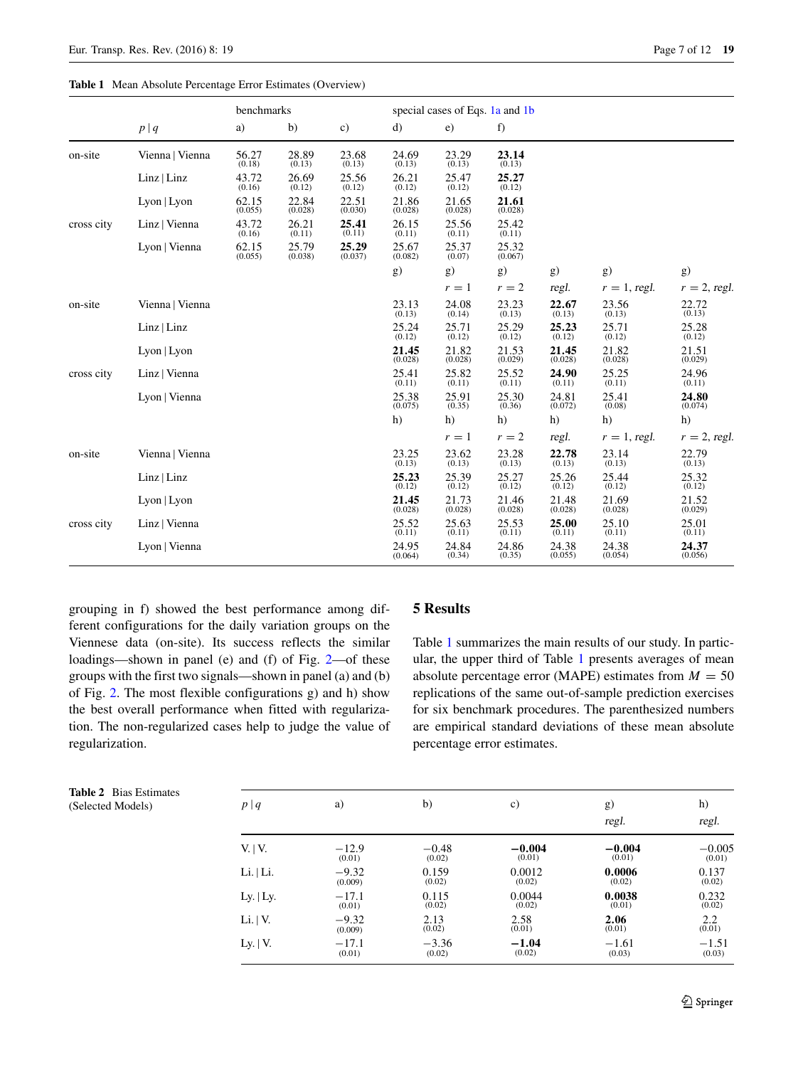**Table 1** Mean Absolute Percentage Error Estimates (Overview)

| | $p \mid q$ | benchmarks a) | b) | c) | special cases of Eqs. 1a and 1b d) | e) | f) | | | |
|---|---|---|---|---|---|---|---|---|---|---|
| on-site | Vienna \| Vienna | 56.27 (0.18) | 28.89 (0.13) | 23.68 (0.13) | 24.69 (0.13) | 23.29 (0.13) | **23.14** (0.13) | | | |
| | Linz \| Linz | 43.72 (0.16) | 26.69 (0.12) | 25.56 (0.12) | 26.21 (0.12) | 25.47 (0.12) | **25.27** (0.12) | | | |
| | Lyon \| Lyon | 62.15 (0.055) | 22.84 (0.028) | 22.51 (0.030) | 21.86 (0.028) | 21.65 (0.028) | **21.61** (0.028) | | | |
| cross city | Linz \| Vienna | 43.72 (0.16) | 26.21 (0.11) | **25.41** (0.11) | 26.15 (0.11) | 25.56 (0.11) | 25.42 (0.11) | | | |
| | Lyon \| Vienna | 62.15 (0.055) | 25.79 (0.038) | **25.29** (0.037) | 25.67 (0.082) | 25.37 (0.07) | 25.32 (0.067) | | | |
| | | | | | g) | g) $r = 1$ | g) $r = 2$ | g) *regl.* | g) $r = 1$, *regl.* | g) $r = 2$, *regl.* |
| on-site | Vienna \| Vienna | | | | 23.13 (0.13) | 24.08 (0.14) | 23.23 (0.13) | **22.67** (0.13) | 23.56 (0.13) | 22.72 (0.13) |
| | Linz \| Linz | | | | 25.24 (0.12) | 25.71 (0.12) | 25.29 (0.12) | **25.23** (0.12) | 25.71 (0.12) | 25.28 (0.12) |
| | Lyon \| Lyon | | | | **21.45** (0.028) | 21.82 (0.028) | 21.53 (0.029) | **21.45** (0.028) | 21.82 (0.028) | 21.51 (0.029) |
| cross city | Linz \| Vienna | | | | 25.41 (0.11) | 25.82 (0.11) | 25.52 (0.11) | **24.90** (0.11) | 25.25 (0.11) | 24.96 (0.11) |
| | Lyon \| Vienna | | | | 25.38 (0.075) | 25.91 (0.35) | 25.30 (0.36) | 24.81 (0.072) | 25.41 (0.08) | **24.80** (0.074) |
| | | | | | h) | h) $r = 1$ | h) $r = 2$ | h) *regl.* | h) $r = 1$, *regl.* | h) $r = 2$, *regl.* |
| on-site | Vienna \| Vienna | | | | 23.25 (0.13) | 23.62 (0.13) | 23.28 (0.13) | **22.78** (0.13) | 23.14 (0.13) | 22.79 (0.13) |
| | Linz \| Linz | | | | **25.23** (0.12) | 25.39 (0.12) | 25.27 (0.12) | 25.26 (0.12) | 25.44 (0.12) | 25.32 (0.12) |
| | Lyon \| Lyon | | | | **21.45** (0.028) | 21.73 (0.028) | 21.46 (0.028) | 21.48 (0.028) | 21.69 (0.028) | 21.52 (0.029) |
| cross city | Linz \| Vienna | | | | 25.52 (0.11) | 25.63 (0.11) | 25.53 (0.11) | **25.00** (0.11) | 25.10 (0.11) | 25.01 (0.11) |
| | Lyon \| Vienna | | | | 24.95 (0.064) | 24.84 (0.34) | 24.86 (0.35) | 24.38 (0.055) | 24.38 (0.054) | **24.37** (0.056) |

grouping in f) showed the best performance among different configurations for the daily variation groups on the Viennese data (on-site). Its success reflects the similar loadings—shown in panel (e) and (f) of Fig. 2—of these groups with the first two signals—shown in panel (a) and (b) of Fig. 2. The most flexible configurations g) and h) show the best overall performance when fitted with regularization. The non-regularized cases help to judge the value of regularization.

## 5 Results

Table 1 summarizes the main results of our study. In particular, the upper third of Table 1 presents averages of mean absolute percentage error (MAPE) estimates from $M = 50$ replications of the same out-of-sample prediction exercises for six benchmark procedures. The parenthesized numbers are empirical standard deviations of these mean absolute percentage error estimates.

**Table 2** Bias Estimates (Selected Models)

| $p \mid q$ | a) | b) | c) | g) *regl.* | h) *regl.* |
|---|---|---|---|---|---|
| V. \| V. | $-12.9$ (0.01) | $-0.48$ (0.02) | $\mathbf{-0.004}$ (0.01) | $\mathbf{-0.004}$ (0.01) | $-0.005$ (0.01) |
| Li. \| Li. | $-9.32$ (0.009) | 0.159 (0.02) | 0.0012 (0.02) | **0.0006** (0.02) | 0.137 (0.02) |
| Ly. \| Ly. | $-17.1$ (0.01) | 0.115 (0.02) | 0.0044 (0.02) | **0.0038** (0.01) | 0.232 (0.02) |
| Li. \| V. | $-9.32$ (0.009) | 2.13 (0.02) | 2.58 (0.01) | **2.06** (0.01) | 2.2 (0.01) |
| Ly. \| V. | $-17.1$ (0.01) | $-3.36$ (0.02) | $\mathbf{-1.04}$ (0.02) | $-1.61$ (0.03) | $-1.51$ (0.03) |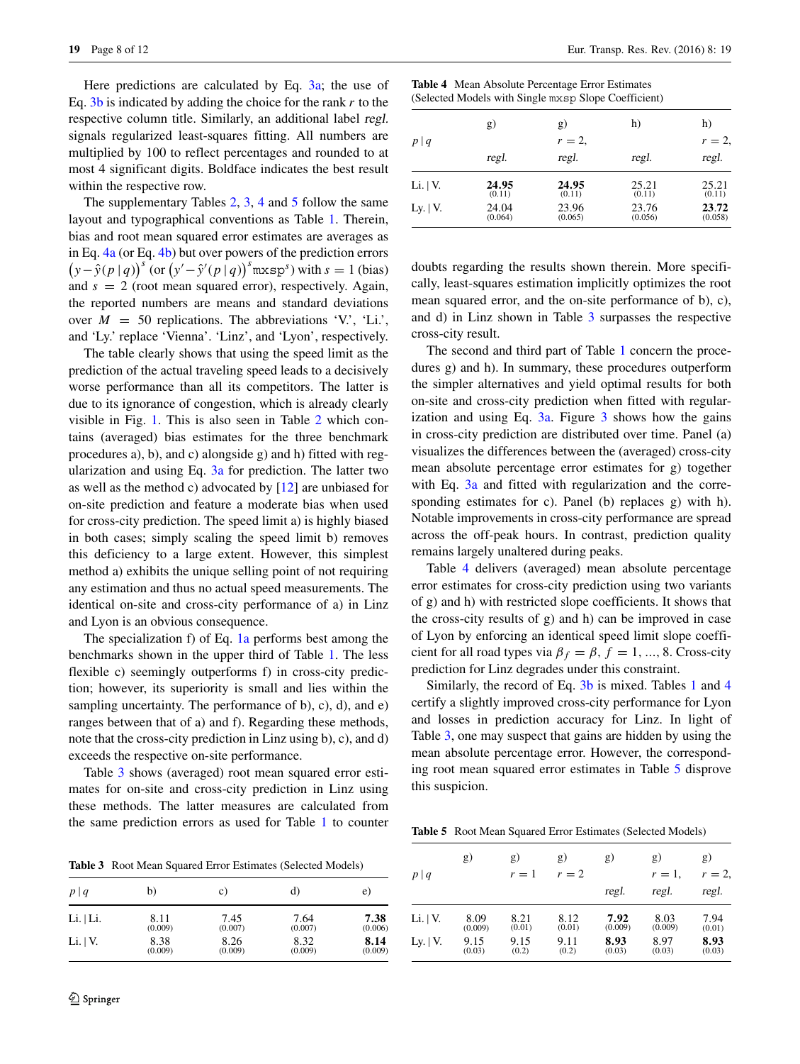Here predictions are calculated by Eq. 3a; the use of Eq. 3b is indicated by adding the choice for the rank $r$ to the respective column title. Similarly, an additional label *regl.* signals regularized least-squares fitting. All numbers are multiplied by 100 to reflect percentages and rounded to at most 4 significant digits. Boldface indicates the best result within the respective row.

The supplementary Tables 2, 3, 4 and 5 follow the same layout and typographical conventions as Table 1. Therein, bias and root mean squared error estimates are averages as in Eq. 4a (or Eq. 4b) but over powers of the prediction errors $\left(y-\hat{y}(p\,|\,q)\right)^s$ (or $\left(y'-\hat{y}'(p\,|\,q)\right)^s \mathtt{mxsp}^s$) with $s=1$ (bias) and $s=2$ (root mean squared error), respectively. Again, the reported numbers are means and standard deviations over $M = 50$ replications. The abbreviations 'V.', 'Li.', and 'Ly.' replace 'Vienna'. 'Linz', and 'Lyon', respectively.

The table clearly shows that using the speed limit as the prediction of the actual traveling speed leads to a decisively worse performance than all its competitors. The latter is due to its ignorance of congestion, which is already clearly visible in Fig. 1. This is also seen in Table 2 which contains (averaged) bias estimates for the three benchmark procedures a), b), and c) alongside g) and h) fitted with regularization and using Eq. 3a for prediction. The latter two as well as the method c) advocated by [12] are unbiased for on-site prediction and feature a moderate bias when used for cross-city prediction. The speed limit a) is highly biased in both cases; simply scaling the speed limit b) removes this deficiency to a large extent. However, this simplest method a) exhibits the unique selling point of not requiring any estimation and thus no actual speed measurements. The identical on-site and cross-city performance of a) in Linz and Lyon is an obvious consequence.

The specialization f) of Eq. 1a performs best among the benchmarks shown in the upper third of Table 1. The less flexible c) seemingly outperforms f) in cross-city prediction; however, its superiority is small and lies within the sampling uncertainty. The performance of b), c), d), and e) ranges between that of a) and f). Regarding these methods, note that the cross-city prediction in Linz using b), c), and d) exceeds the respective on-site performance.

Table 3 shows (averaged) root mean squared error estimates for on-site and cross-city prediction in Linz using these methods. The latter measures are calculated from the same prediction errors as used for Table 1 to counter doubts regarding the results shown therein. More specifically, least-squares estimation implicitly optimizes the root mean squared error, and the on-site performance of b), c), and d) in Linz shown in Table 3 surpasses the respective cross-city result.

**Table 3** Root Mean Squared Error Estimates (Selected Models)

| $p\,\vert\,q$ | b) | c) | d) | e) |
|---|---|---|---|---|
| Li. \| Li. | 8.11 (0.009) | 7.45 (0.007) | 7.64 (0.007) | **7.38** (0.006) |
| Li. \| V. | 8.38 (0.009) | 8.26 (0.009) | 8.32 (0.009) | **8.14** (0.009) |

**Table 4** Mean Absolute Percentage Error Estimates (Selected Models with Single mxsp Slope Coefficient)

| $p\,\vert\,q$ | g) *regl.* | g) $r=2$, *regl.* | h) *regl.* | h) $r=2$, *regl.* |
|---|---|---|---|---|
| Li. \| V. | **24.95** (0.11) | **24.95** (0.11) | 25.21 (0.11) | 25.21 (0.11) |
| Ly. \| V. | 24.04 (0.064) | 23.96 (0.065) | 23.76 (0.056) | **23.72** (0.058) |

The second and third part of Table 1 concern the procedures g) and h). In summary, these procedures outperform the simpler alternatives and yield optimal results for both on-site and cross-city prediction when fitted with regularization and using Eq. 3a. Figure 3 shows how the gains in cross-city prediction are distributed over time. Panel (a) visualizes the differences between the (averaged) cross-city mean absolute percentage error estimates for g) together with Eq. 3a and fitted with regularization and the corresponding estimates for c). Panel (b) replaces g) with h). Notable improvements in cross-city performance are spread across the off-peak hours. In contrast, prediction quality remains largely unaltered during peaks.

Table 4 delivers (averaged) mean absolute percentage error estimates for cross-city prediction using two variants of g) and h) with restricted slope coefficients. It shows that the cross-city results of g) and h) can be improved in case of Lyon by enforcing an identical speed limit slope coefficient for all road types via $\beta_f = \beta$, $f = 1, ..., 8$. Cross-city prediction for Linz degrades under this constraint.

Similarly, the record of Eq. 3b is mixed. Tables 1 and 4 certify a slightly improved cross-city performance for Lyon and losses in prediction accuracy for Linz. In light of Table 3, one may suspect that gains are hidden by using the mean absolute percentage error. However, the corresponding root mean squared error estimates in Table 5 disprove this suspicion.

**Table 5** Root Mean Squared Error Estimates (Selected Models)

| $p\,\vert\,q$ | g) | g) $r=1$ | g) $r=2$ | g) *regl.* | g) $r=1$, *regl.* | g) $r=2$, *regl.* |
|---|---|---|---|---|---|---|
| Li. \| V. | 8.09 (0.009) | 8.21 (0.01) | 8.12 (0.01) | **7.92** (0.009) | 8.03 (0.009) | 7.94 (0.01) |
| Ly. \| V. | 9.15 (0.03) | 9.15 (0.2) | 9.11 (0.2) | **8.93** (0.03) | 8.97 (0.03) | **8.93** (0.03) |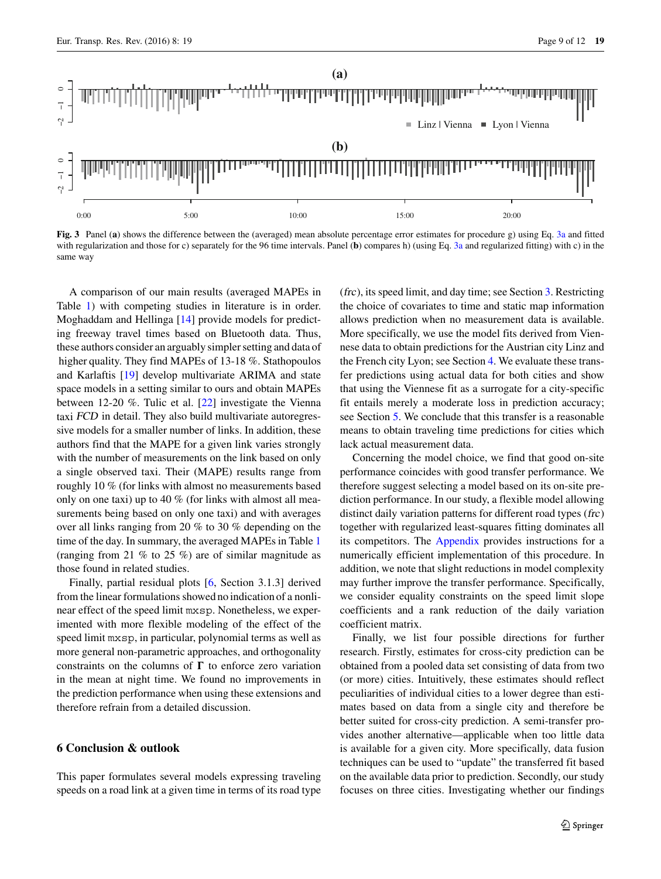**Fig. 3** Panel (**a**) shows the difference between the (averaged) mean absolute percentage error estimates for procedure g) using Eq. 3a and fitted with regularization and those for c) separately for the 96 time intervals. Panel (**b**) compares h) (using Eq. 3a and regularized fitting) with c) in the same way

A comparison of our main results (averaged MAPEs in Table 1) with competing studies in literature is in order. Moghaddam and Hellinga [14] provide models for predicting freeway travel times based on Bluetooth data. Thus, these authors consider an arguably simpler setting and data of higher quality. They find MAPEs of 13-18 %. Stathopoulos and Karlaftis [19] develop multivariate ARIMA and state space models in a setting similar to ours and obtain MAPEs between 12-20 %. Tulic et al. [22] investigate the Vienna taxi *FCD* in detail. They also build multivariate autoregressive models for a smaller number of links. In addition, these authors find that the MAPE for a given link varies strongly with the number of measurements on the link based on only a single observed taxi. Their (MAPE) results range from roughly 10 % (for links with almost no measurements based only on one taxi) up to 40 % (for links with almost all measurements being based on only one taxi) and with averages over all links ranging from 20 % to 30 % depending on the time of the day. In summary, the averaged MAPEs in Table 1 (ranging from 21 % to 25 %) are of similar magnitude as those found in related studies.

Finally, partial residual plots [6, Section 3.1.3] derived from the linear formulations showed no indication of a nonlinear effect of the speed limit `mxsp`. Nonetheless, we experimented with more flexible modeling of the effect of the speed limit `mxsp`, in particular, polynomial terms as well as more general non-parametric approaches, and orthogonality constraints on the columns of $\boldsymbol{\Gamma}$ to enforce zero variation in the mean at night time. We found no improvements in the prediction performance when using these extensions and therefore refrain from a detailed discussion.

## 6 Conclusion & outlook

This paper formulates several models expressing traveling speeds on a road link at a given time in terms of its road type (*frc*), its speed limit, and day time; see Section 3. Restricting the choice of covariates to time and static map information allows prediction when no measurement data is available. More specifically, we use the model fits derived from Viennese data to obtain predictions for the Austrian city Linz and the French city Lyon; see Section 4. We evaluate these transfer predictions using actual data for both cities and show that using the Viennese fit as a surrogate for a city-specific fit entails merely a moderate loss in prediction accuracy; see Section 5. We conclude that this transfer is a reasonable means to obtain traveling time predictions for cities which lack actual measurement data.

Concerning the model choice, we find that good on-site performance coincides with good transfer performance. We therefore suggest selecting a model based on its on-site prediction performance. In our study, a flexible model allowing distinct daily variation patterns for different road types (*frc*) together with regularized least-squares fitting dominates all its competitors. The Appendix provides instructions for a numerically efficient implementation of this procedure. In addition, we note that slight reductions in model complexity may further improve the transfer performance. Specifically, we consider equality constraints on the speed limit slope coefficients and a rank reduction of the daily variation coefficient matrix.

Finally, we list four possible directions for further research. Firstly, estimates for cross-city prediction can be obtained from a pooled data set consisting of data from two (or more) cities. Intuitively, these estimates should reflect peculiarities of individual cities to a lower degree than estimates based on data from a single city and therefore be better suited for cross-city prediction. A semi-transfer provides another alternative—applicable when too little data is available for a given city. More specifically, data fusion techniques can be used to "update" the transferred fit based on the available data prior to prediction. Secondly, our study focuses on three cities. Investigating whether our findings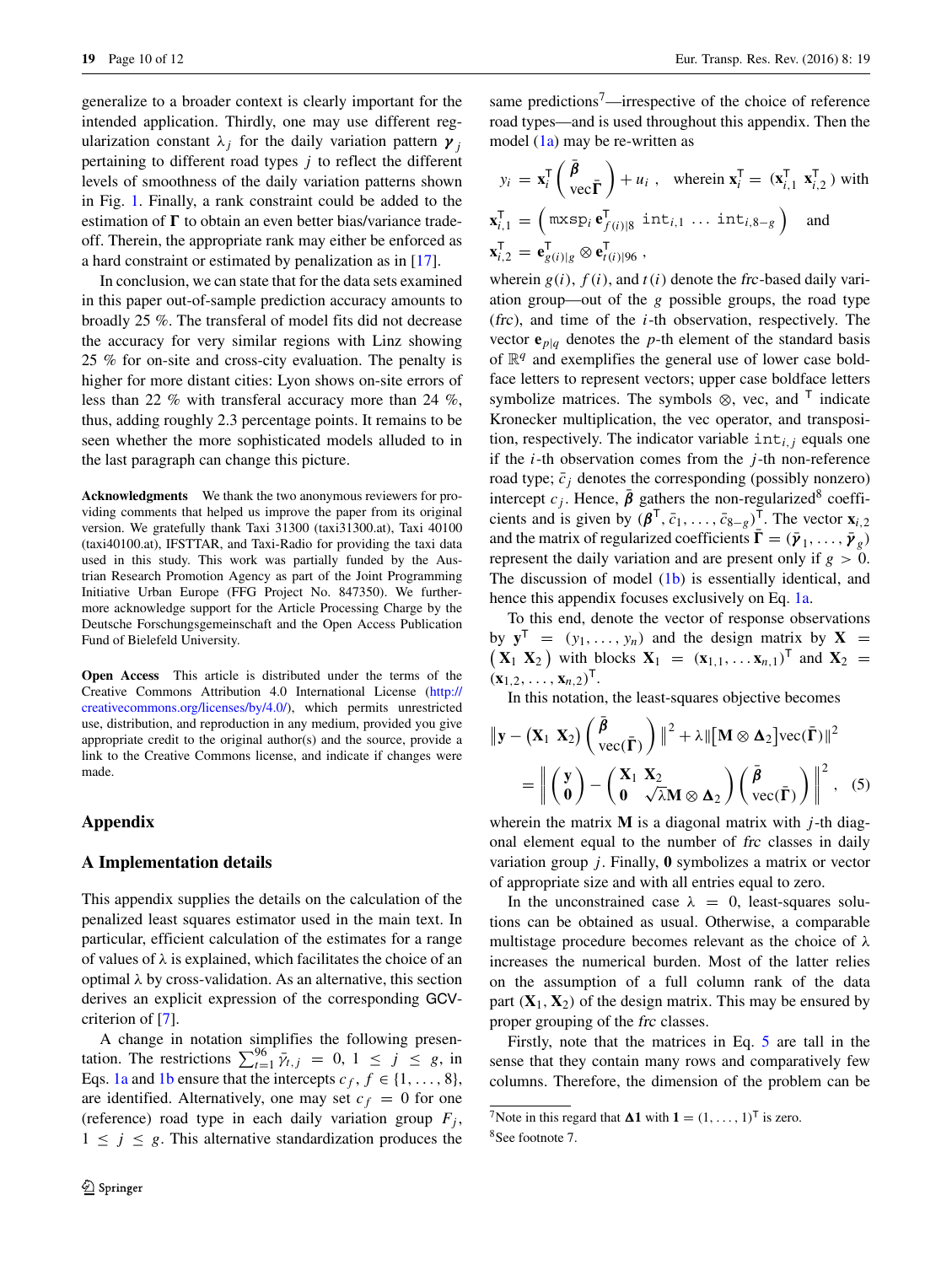generalize to a broader context is clearly important for the intended application. Thirdly, one may use different regularization constant $\lambda_j$ for the daily variation pattern $\boldsymbol{\gamma}_j$ pertaining to different road types $j$ to reflect the different levels of smoothness of the daily variation patterns shown in Fig. 1. Finally, a rank constraint could be added to the estimation of $\boldsymbol{\Gamma}$ to obtain an even better bias/variance trade-off. Therein, the appropriate rank may either be enforced as a hard constraint or estimated by penalization as in [17].

In conclusion, we can state that for the data sets examined in this paper out-of-sample prediction accuracy amounts to broadly 25 %. The transferal of model fits did not decrease the accuracy for very similar regions with Linz showing 25 % for on-site and cross-city evaluation. The penalty is higher for more distant cities: Lyon shows on-site errors of less than 22 % with transferal accuracy more than 24 %, thus, adding roughly 2.3 percentage points. It remains to be seen whether the more sophisticated models alluded to in the last paragraph can change this picture.

**Acknowledgments** We thank the two anonymous reviewers for providing comments that helped us improve the paper from its original version. We gratefully thank Taxi 31300 (taxi31300.at), Taxi 40100 (taxi40100.at), IFSTTAR, and Taxi-Radio for providing the taxi data used in this study. This work was partially funded by the Austrian Research Promotion Agency as part of the Joint Programming Initiative Urban Europe (FFG Project No. 847350). We furthermore acknowledge support for the Article Processing Charge by the Deutsche Forschungsgemeinschaft and the Open Access Publication Fund of Bielefeld University.

**Open Access** This article is distributed under the terms of the Creative Commons Attribution 4.0 International License (http://creativecommons.org/licenses/by/4.0/), which permits unrestricted use, distribution, and reproduction in any medium, provided you give appropriate credit to the original author(s) and the source, provide a link to the Creative Commons license, and indicate if changes were made.

## Appendix

### A Implementation details

This appendix supplies the details on the calculation of the penalized least squares estimator used in the main text. In particular, efficient calculation of the estimates for a range of values of $\lambda$ is explained, which facilitates the choice of an optimal $\lambda$ by cross-validation. As an alternative, this section derives an explicit expression of the corresponding GCV-criterion of [7].

A change in notation simplifies the following presentation. The restrictions $\sum_{t=1}^{96} \bar{\gamma}_{t,j} = 0,\ 1 \le j \le g$, in Eqs. 1a and 1b ensure that the intercepts $c_f,\ f \in \{1, \ldots, 8\}$, are identified. Alternatively, one may set $c_f = 0$ for one (reference) road type in each daily variation group $F_j$, $1 \le j \le g$. This alternative standardization produces the same predictions[7]—irrespective of the choice of reference road types—and is used throughout this appendix. Then the model (1a) may be re-written as

$$y_i = \mathbf{x}_i^{\mathsf{T}} \begin{pmatrix} \bar{\boldsymbol{\beta}} \\ \operatorname{vec}\bar{\boldsymbol{\Gamma}} \end{pmatrix} + u_i\,, \quad \text{wherein } \mathbf{x}_i^{\mathsf{T}} = (\mathbf{x}_{i,1}^{\mathsf{T}}\ \mathbf{x}_{i,2}^{\mathsf{T}}) \text{ with}$$

$$\mathbf{x}_{i,1}^{\mathsf{T}} = \begin{pmatrix} \texttt{mxsp}_i\, \mathbf{e}_{f(i)|8}^{\mathsf{T}} & \texttt{int}_{i,1} & \ldots & \texttt{int}_{i,8-g} \end{pmatrix} \quad \text{and}$$

$$\mathbf{x}_{i,2}^{\mathsf{T}} = \mathbf{e}_{g(i)|g}^{\mathsf{T}} \otimes \mathbf{e}_{t(i)|96}^{\mathsf{T}}\,,$$

wherein $g(i)$, $f(i)$, and $t(i)$ denote the *frc*-based daily variation group—out of the $g$ possible groups, the road type (*frc*), and time of the $i$-th observation, respectively. The vector $\mathbf{e}_{p|q}$ denotes the $p$-th element of the standard basis of $\mathbb{R}^q$ and exemplifies the general use of lower case boldface letters to represent vectors; upper case boldface letters symbolize matrices. The symbols $\otimes$, vec, and $^{\mathsf{T}}$ indicate Kronecker multiplication, the vec operator, and transposition, respectively. The indicator variable $\texttt{int}_{i,j}$ equals one if the $i$-th observation comes from the $j$-th non-reference road type; $\bar{c}_j$ denotes the corresponding (possibly nonzero) intercept $c_j$. Hence, $\bar{\boldsymbol{\beta}}$ gathers the non-regularized[8] coefficients and is given by $(\boldsymbol{\beta}^{\mathsf{T}}, \bar{c}_1, \ldots, \bar{c}_{8-g})^{\mathsf{T}}$. The vector $\mathbf{x}_{i,2}$ and the matrix of regularized coefficients $\bar{\boldsymbol{\Gamma}} = (\bar{\boldsymbol{\gamma}}_1, \ldots, \bar{\boldsymbol{\gamma}}_g)$ represent the daily variation and are present only if $g > 0$. The discussion of model (1b) is essentially identical, and hence this appendix focuses exclusively on Eq. 1a.

To this end, denote the vector of response observations by $\mathbf{y}^{\mathsf{T}} = (y_1, \ldots, y_n)$ and the design matrix by $\mathbf{X} = \begin{pmatrix} \mathbf{X}_1 & \mathbf{X}_2 \end{pmatrix}$ with blocks $\mathbf{X}_1 = (\mathbf{x}_{1,1}, \ldots \mathbf{x}_{n,1})^{\mathsf{T}}$ and $\mathbf{X}_2 = (\mathbf{x}_{1,2}, \ldots, \mathbf{x}_{n,2})^{\mathsf{T}}$.

In this notation, the least-squares objective becomes

$$\left\| \mathbf{y} - \begin{pmatrix} \mathbf{X}_1 & \mathbf{X}_2 \end{pmatrix} \begin{pmatrix} \bar{\boldsymbol{\beta}} \\ \operatorname{vec}(\bar{\boldsymbol{\Gamma}}) \end{pmatrix} \right\|^2 + \lambda \left\| \left[\mathbf{M} \otimes \boldsymbol{\Delta}_2\right] \operatorname{vec}(\bar{\boldsymbol{\Gamma}}) \right\|^2$$

$$= \left\| \begin{pmatrix} \mathbf{y} \\ \mathbf{0} \end{pmatrix} - \begin{pmatrix} \mathbf{X}_1 & \mathbf{X}_2 \\ \mathbf{0} & \sqrt{\lambda}\mathbf{M} \otimes \boldsymbol{\Delta}_2 \end{pmatrix} \begin{pmatrix} \bar{\boldsymbol{\beta}} \\ \operatorname{vec}(\bar{\boldsymbol{\Gamma}}) \end{pmatrix} \right\|^2, \quad (5)$$

wherein the matrix $\mathbf{M}$ is a diagonal matrix with $j$-th diagonal element equal to the number of *frc* classes in daily variation group $j$. Finally, $\mathbf{0}$ symbolizes a matrix or vector of appropriate size and with all entries equal to zero.

In the unconstrained case $\lambda = 0$, least-squares solutions can be obtained as usual. Otherwise, a comparable multistage procedure becomes relevant as the choice of $\lambda$ increases the numerical burden. Most of the latter relies on the assumption of a full column rank of the data part $(\mathbf{X}_1, \mathbf{X}_2)$ of the design matrix. This may be ensured by proper grouping of the *frc* classes.

Firstly, note that the matrices in Eq. 5 are tall in the sense that they contain many rows and comparatively few columns. Therefore, the dimension of the problem can be

[7] Note in this regard that $\boldsymbol{\Delta}\mathbf{1}$ with $\mathbf{1} = (1, \ldots, 1)^{\mathsf{T}}$ is zero.

[8] See footnote 7.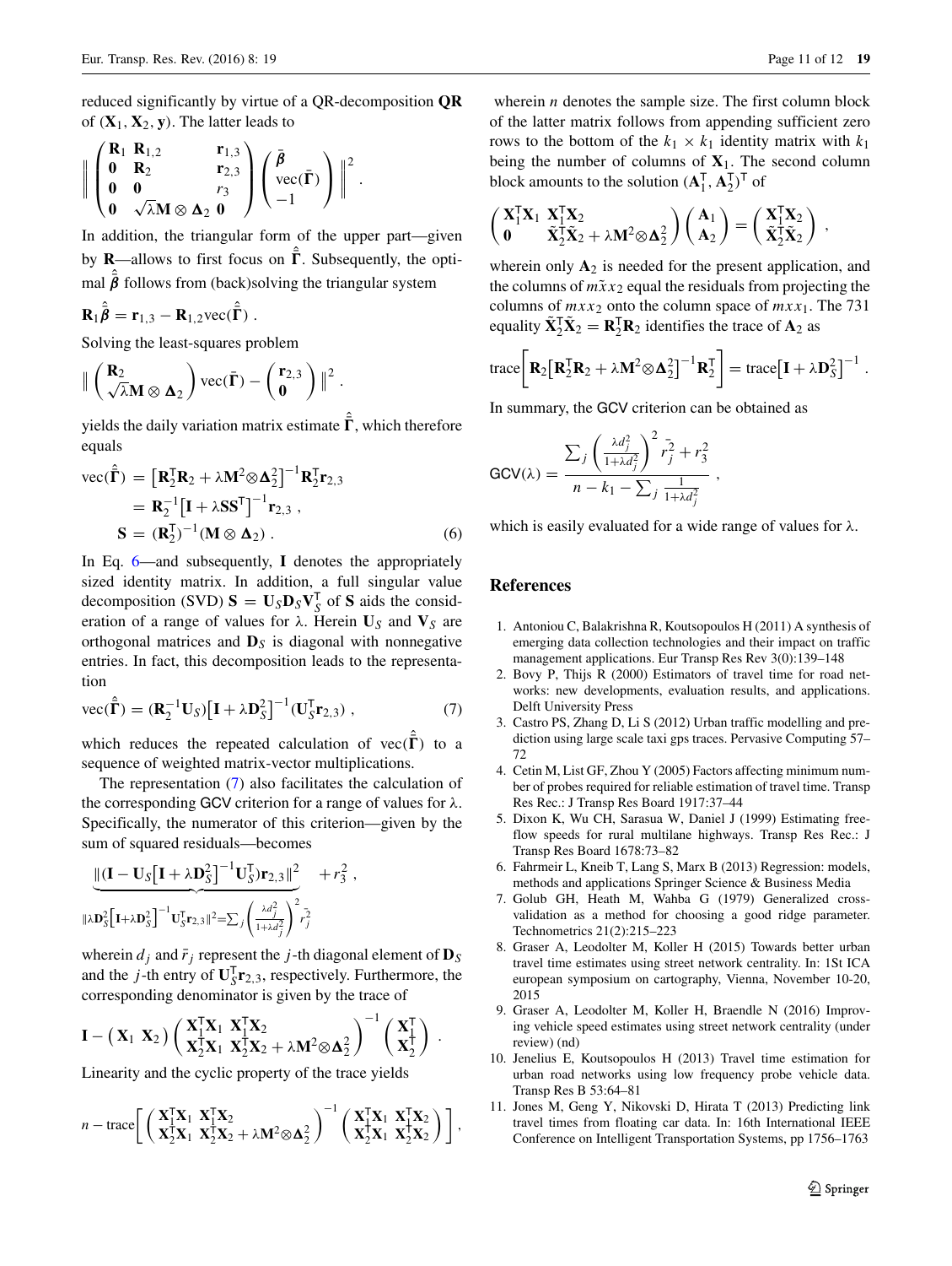reduced significantly by virtue of a QR-decomposition **QR** of $(\mathbf{X}_1, \mathbf{X}_2, \mathbf{y})$. The latter leads to

$$\left\| \begin{pmatrix} \mathbf{R}_1 & \mathbf{R}_{1,2} & \mathbf{r}_{1,3} \\ \mathbf{0} & \mathbf{R}_2 & \mathbf{r}_{2,3} \\ \mathbf{0} & \mathbf{0} & r_3 \\ \mathbf{0} & \sqrt{\lambda}\mathbf{M} \otimes \boldsymbol{\Delta}_2 & \mathbf{0} \end{pmatrix} \begin{pmatrix} \bar{\boldsymbol{\beta}} \\ \mathrm{vec}(\bar{\boldsymbol{\Gamma}}) \\ -1 \end{pmatrix} \right\|^2 .$$

In addition, the triangular form of the upper part—given by **R**—allows to first focus on $\hat{\bar{\boldsymbol{\Gamma}}}$. Subsequently, the optimal $\hat{\bar{\boldsymbol{\beta}}}$ follows from (back)solving the triangular system

$$\mathbf{R}_1\hat{\bar{\boldsymbol{\beta}}} = \mathbf{r}_{1,3} - \mathbf{R}_{1,2}\mathrm{vec}(\hat{\bar{\boldsymbol{\Gamma}}}) .$$

Solving the least-squares problem

$$\left\| \begin{pmatrix} \mathbf{R}_2 \\ \sqrt{\lambda}\mathbf{M} \otimes \boldsymbol{\Delta}_2 \end{pmatrix} \mathrm{vec}(\bar{\boldsymbol{\Gamma}}) - \begin{pmatrix} \mathbf{r}_{2,3} \\ \mathbf{0} \end{pmatrix} \right\|^2 .$$

yields the daily variation matrix estimate $\hat{\bar{\boldsymbol{\Gamma}}}$, which therefore equals

$$\begin{aligned} \mathrm{vec}(\hat{\bar{\boldsymbol{\Gamma}}}) &= \left[\mathbf{R}_2^\mathsf{T}\mathbf{R}_2 + \lambda\mathbf{M}^2 \otimes \boldsymbol{\Delta}_2^2\right]^{-1}\mathbf{R}_2^\mathsf{T}\mathbf{r}_{2,3} \\ &= \mathbf{R}_2^{-1}\left[\mathbf{I} + \lambda\mathbf{S}\mathbf{S}^\mathsf{T}\right]^{-1}\mathbf{r}_{2,3} , \\ \mathbf{S} &= (\mathbf{R}_2^\mathsf{T})^{-1}(\mathbf{M} \otimes \boldsymbol{\Delta}_2) . \end{aligned} \tag{6}$$

In Eq. 6—and subsequently, **I** denotes the appropriately sized identity matrix. In addition, a full singular value decomposition (SVD) $\mathbf{S} = \mathbf{U}_S\mathbf{D}_S\mathbf{V}_S^\mathsf{T}$ of **S** aids the consideration of a range of values for $\lambda$. Herein $\mathbf{U}_S$ and $\mathbf{V}_S$ are orthogonal matrices and $\mathbf{D}_S$ is diagonal with nonnegative entries. In fact, this decomposition leads to the representation

$$\mathrm{vec}(\hat{\bar{\boldsymbol{\Gamma}}}) = (\mathbf{R}_2^{-1}\mathbf{U}_S)\left[\mathbf{I} + \lambda\mathbf{D}_S^2\right]^{-1}(\mathbf{U}_S^\mathsf{T}\mathbf{r}_{2,3}) , \tag{7}$$

which reduces the repeated calculation of $\mathrm{vec}(\hat{\bar{\boldsymbol{\Gamma}}})$ to a sequence of weighted matrix-vector multiplications.

The representation (7) also facilitates the calculation of the corresponding GCV criterion for a range of values for $\lambda$. Specifically, the numerator of this criterion—given by the sum of squared residuals—becomes

$$\underbrace{\|(\mathbf{I} - \mathbf{U}_S\left[\mathbf{I} + \lambda\mathbf{D}_S^2\right]^{-1}\mathbf{U}_S^\mathsf{T})\mathbf{r}_{2,3}\|^2}_{\|\lambda\mathbf{D}_S^2\left[\mathbf{I}+\lambda\mathbf{D}_S^2\right]^{-1}\mathbf{U}_S^\mathsf{T}\mathbf{r}_{2,3}\|^2 = \sum_j \left(\frac{\lambda d_j^2}{1+\lambda d_j^2}\right)^2 \bar{r}_j^2} + r_3^2 ,$$

wherein $d_j$ and $\bar{r}_j$ represent the $j$-th diagonal element of $\mathbf{D}_S$ and the $j$-th entry of $\mathbf{U}_S^\mathsf{T}\mathbf{r}_{2,3}$, respectively. Furthermore, the corresponding denominator is given by the trace of

$$\mathbf{I} - \begin{pmatrix} \mathbf{X}_1 & \mathbf{X}_2 \end{pmatrix} \begin{pmatrix} \mathbf{X}_1^\mathsf{T}\mathbf{X}_1 & \mathbf{X}_1^\mathsf{T}\mathbf{X}_2 \\ \mathbf{X}_2^\mathsf{T}\mathbf{X}_1 & \mathbf{X}_2^\mathsf{T}\mathbf{X}_2 + \lambda\mathbf{M}^2 \otimes \boldsymbol{\Delta}_2^2 \end{pmatrix}^{-1} \begin{pmatrix} \mathbf{X}_1^\mathsf{T} \\ \mathbf{X}_2^\mathsf{T} \end{pmatrix} .$$

Linearity and the cyclic property of the trace yields

$$n - \mathrm{trace}\left[ \begin{pmatrix} \mathbf{X}_1^\mathsf{T}\mathbf{X}_1 & \mathbf{X}_1^\mathsf{T}\mathbf{X}_2 \\ \mathbf{X}_2^\mathsf{T}\mathbf{X}_1 & \mathbf{X}_2^\mathsf{T}\mathbf{X}_2 + \lambda\mathbf{M}^2 \otimes \boldsymbol{\Delta}_2^2 \end{pmatrix}^{-1} \begin{pmatrix} \mathbf{X}_1^\mathsf{T}\mathbf{X}_1 & \mathbf{X}_1^\mathsf{T}\mathbf{X}_2 \\ \mathbf{X}_2^\mathsf{T}\mathbf{X}_1 & \mathbf{X}_2^\mathsf{T}\mathbf{X}_2 \end{pmatrix} \right] ,$$

wherein $n$ denotes the sample size. The first column block of the latter matrix follows from appending sufficient zero rows to the bottom of the $k_1 \times k_1$ identity matrix with $k_1$ being the number of columns of $\mathbf{X}_1$. The second column block amounts to the solution $(\mathbf{A}_1^\mathsf{T}, \mathbf{A}_2^\mathsf{T})^\mathsf{T}$ of

$$\begin{pmatrix} \mathbf{X}_1^\mathsf{T}\mathbf{X}_1 & \mathbf{X}_1^\mathsf{T}\mathbf{X}_2 \\ \mathbf{0} & \tilde{\mathbf{X}}_2^\mathsf{T}\tilde{\mathbf{X}}_2 + \lambda\mathbf{M}^2 \otimes \boldsymbol{\Delta}_2^2 \end{pmatrix} \begin{pmatrix} \mathbf{A}_1 \\ \mathbf{A}_2 \end{pmatrix} = \begin{pmatrix} \mathbf{X}_1^\mathsf{T}\mathbf{X}_2 \\ \tilde{\mathbf{X}}_2^\mathsf{T}\tilde{\mathbf{X}}_2 \end{pmatrix} ,$$

wherein only $\mathbf{A}_2$ is needed for the present application, and the columns of $m\tilde{x}x_2$ equal the residuals from projecting the columns of $mxx_2$ onto the column space of $mxx_1$. The 731 equality $\tilde{\mathbf{X}}_2^\mathsf{T}\tilde{\mathbf{X}}_2 = \mathbf{R}_2^\mathsf{T}\mathbf{R}_2$ identifies the trace of $\mathbf{A}_2$ as

$$\mathrm{trace}\left[\mathbf{R}_2\left[\mathbf{R}_2^\mathsf{T}\mathbf{R}_2 + \lambda\mathbf{M}^2 \otimes \boldsymbol{\Delta}_2^2\right]^{-1}\mathbf{R}_2^\mathsf{T}\right] = \mathrm{trace}\left[\mathbf{I} + \lambda\mathbf{D}_S^2\right]^{-1} .$$

In summary, the GCV criterion can be obtained as

$$\mathsf{GCV}(\lambda) = \frac{\sum_j \left(\frac{\lambda d_j^2}{1+\lambda d_j^2}\right)^2 \bar{r}_j^2 + r_3^2}{n - k_1 - \sum_j \frac{1}{1+\lambda d_j^2}} ,$$

which is easily evaluated for a wide range of values for $\lambda$.

## References

1. Antoniou C, Balakrishna R, Koutsopoulos H (2011) A synthesis of emerging data collection technologies and their impact on traffic management applications. Eur Transp Res Rev 3(0):139–148
2. Bovy P, Thijs R (2000) Estimators of travel time for road networks: new developments, evaluation results, and applications. Delft University Press
3. Castro PS, Zhang D, Li S (2012) Urban traffic modelling and prediction using large scale taxi gps traces. Pervasive Computing 57–72
4. Cetin M, List GF, Zhou Y (2005) Factors affecting minimum number of probes required for reliable estimation of travel time. Transp Res Rec.: J Transp Res Board 1917:37–44
5. Dixon K, Wu CH, Sarasua W, Daniel J (1999) Estimating free-flow speeds for rural multilane highways. Transp Res Rec.: J Transp Res Board 1678:73–82
6. Fahrmeir L, Kneib T, Lang S, Marx B (2013) Regression: models, methods and applications Springer Science & Business Media
7. Golub GH, Heath M, Wahba G (1979) Generalized cross-validation as a method for choosing a good ridge parameter. Technometrics 21(2):215–223
8. Graser A, Leodolter M, Koller H (2015) Towards better urban travel time estimates using street network centrality. In: 1St ICA european symposium on cartography, Vienna, November 10-20, 2015
9. Graser A, Leodolter M, Koller H, Braendle N (2016) Improving vehicle speed estimates using street network centrality (under review) (nd)
10. Jenelius E, Koutsopoulos H (2013) Travel time estimation for urban road networks using low frequency probe vehicle data. Transp Res B 53:64–81
11. Jones M, Geng Y, Nikovski D, Hirata T (2013) Predicting link travel times from floating car data. In: 16th International IEEE Conference on Intelligent Transportation Systems, pp 1756–1763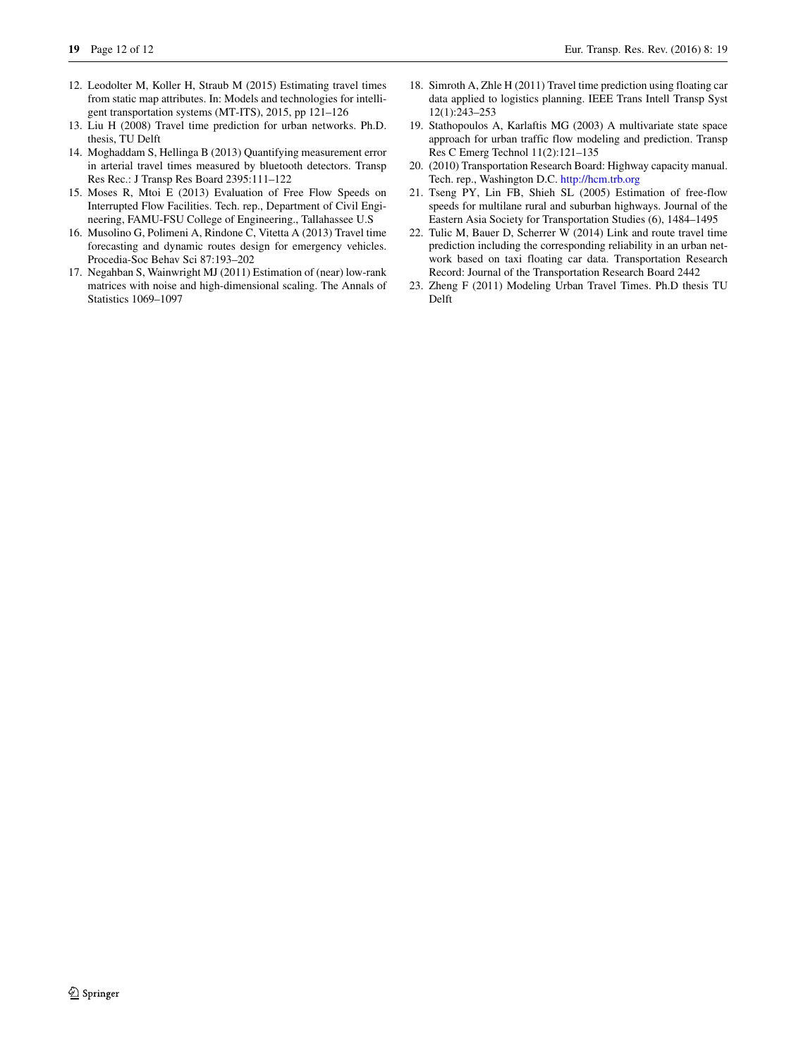12. Leodolter M, Koller H, Straub M (2015) Estimating travel times from static map attributes. In: Models and technologies for intelligent transportation systems (MT-ITS), 2015, pp 121–126
13. Liu H (2008) Travel time prediction for urban networks. Ph.D. thesis, TU Delft
14. Moghaddam S, Hellinga B (2013) Quantifying measurement error in arterial travel times measured by bluetooth detectors. Transp Res Rec.: J Transp Res Board 2395:111–122
15. Moses R, Mtoi E (2013) Evaluation of Free Flow Speeds on Interrupted Flow Facilities. Tech. rep., Department of Civil Engineering, FAMU-FSU College of Engineering., Tallahassee U.S
16. Musolino G, Polimeni A, Rindone C, Vitetta A (2013) Travel time forecasting and dynamic routes design for emergency vehicles. Procedia-Soc Behav Sci 87:193–202
17. Negahban S, Wainwright MJ (2011) Estimation of (near) low-rank matrices with noise and high-dimensional scaling. The Annals of Statistics 1069–1097
18. Simroth A, Zhle H (2011) Travel time prediction using floating car data applied to logistics planning. IEEE Trans Intell Transp Syst 12(1):243–253
19. Stathopoulos A, Karlaftis MG (2003) A multivariate state space approach for urban traffic flow modeling and prediction. Transp Res C Emerg Technol 11(2):121–135
20. (2010) Transportation Research Board: Highway capacity manual. Tech. rep., Washington D.C. http://hcm.trb.org
21. Tseng PY, Lin FB, Shieh SL (2005) Estimation of free-flow speeds for multilane rural and suburban highways. Journal of the Eastern Asia Society for Transportation Studies (6), 1484–1495
22. Tulic M, Bauer D, Scherrer W (2014) Link and route travel time prediction including the corresponding reliability in an urban network based on taxi floating car data. Transportation Research Record: Journal of the Transportation Research Board 2442
23. Zheng F (2011) Modeling Urban Travel Times. Ph.D thesis TU Delft